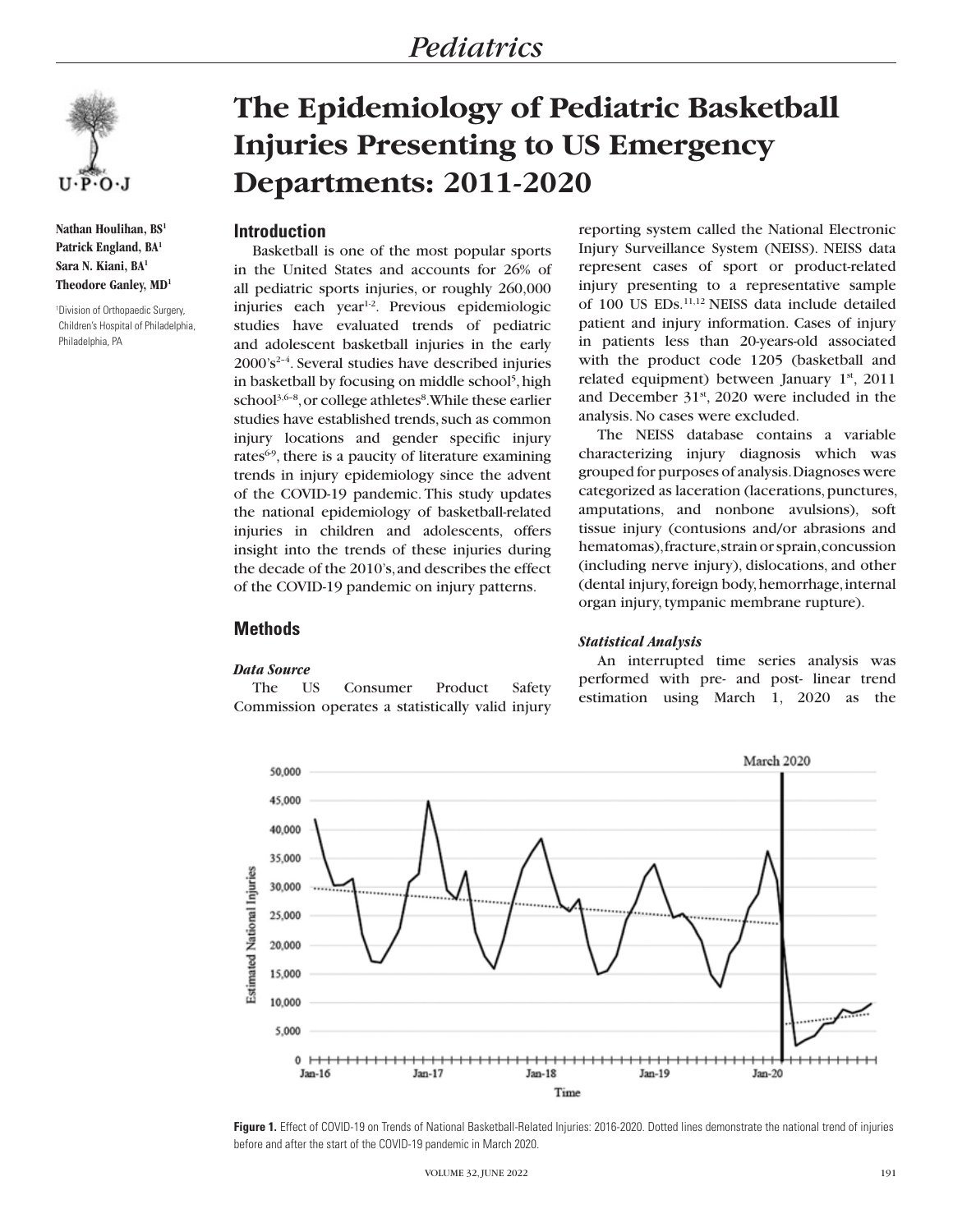# The Epidemiology of Pediatric Basketball Injuries Presenting to US Emergency Departments: 2011-2020

**Nathan Houlihan, BS[1]**
**Patrick England, BA[1]**
**Sara N. Kiani, BA[1]**
**Theodore Ganley, MD[1]**

[1]Division of Orthopaedic Surgery, Children's Hospital of Philadelphia, Philadelphia, PA

## Introduction

Basketball is one of the most popular sports in the United States and accounts for 26% of all pediatric sports injuries, or roughly 260,000 injuries each year[1-2]. Previous epidemiologic studies have evaluated trends of pediatric and adolescent basketball injuries in the early 2000's[2-4]. Several studies have described injuries in basketball by focusing on middle school[5], high school[3,6-8], or college athletes[8]. While these earlier studies have established trends, such as common injury locations and gender specific injury rates[6-9], there is a paucity of literature examining trends in injury epidemiology since the advent of the COVID-19 pandemic. This study updates the national epidemiology of basketball-related injuries in children and adolescents, offers insight into the trends of these injuries during the decade of the 2010's, and describes the effect of the COVID-19 pandemic on injury patterns.

## Methods

### *Data Source*

The US Consumer Product Safety Commission operates a statistically valid injury reporting system called the National Electronic Injury Surveillance System (NEISS). NEISS data represent cases of sport or product-related injury presenting to a representative sample of 100 US EDs.[11,12] NEISS data include detailed patient and injury information. Cases of injury in patients less than 20-years-old associated with the product code 1205 (basketball and related equipment) between January 1st, 2011 and December 31st, 2020 were included in the analysis. No cases were excluded.

The NEISS database contains a variable characterizing injury diagnosis which was grouped for purposes of analysis. Diagnoses were categorized as laceration (lacerations, punctures, amputations, and nonbone avulsions), soft tissue injury (contusions and/or abrasions and hematomas), fracture, strain or sprain, concussion (including nerve injury), dislocations, and other (dental injury, foreign body, hemorrhage, internal organ injury, tympanic membrane rupture).

### *Statistical Analysis*

An interrupted time series analysis was performed with pre- and post- linear trend estimation using March 1, 2020 as the

**Figure 1.** Effect of COVID-19 on Trends of National Basketball-Related Injuries: 2016-2020. Dotted lines demonstrate the national trend of injuries before and after the start of the COVID-19 pandemic in March 2020.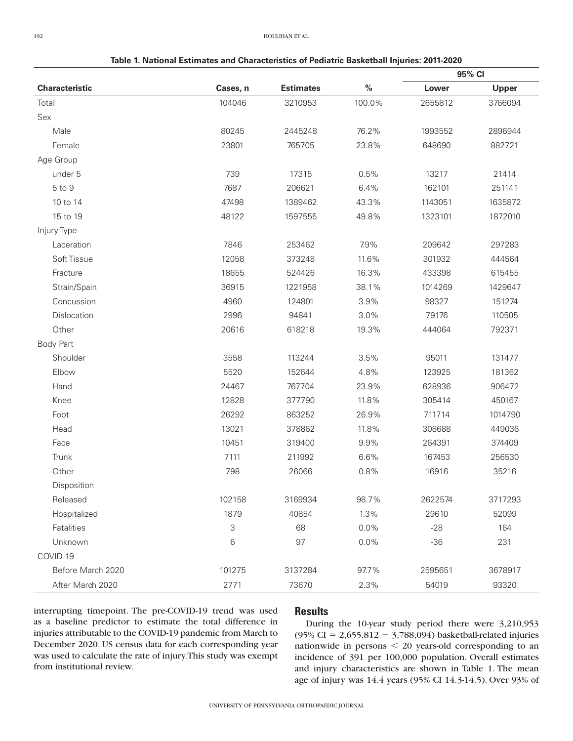**Table 1. National Estimates and Characteristics of Pediatric Basketball Injuries: 2011-2020**

| Characteristic | Cases, n | Estimates | % | 95% CI | |
|---|---|---|---|---|---|
| | | | | Lower | Upper |
| Total | 104046 | 3210953 | 100.0% | 2655812 | 3766094 |
| Sex | | | | | |
| Male | 80245 | 2445248 | 76.2% | 1993552 | 2896944 |
| Female | 23801 | 765705 | 23.8% | 648690 | 882721 |
| Age Group | | | | | |
| under 5 | 739 | 17315 | 0.5% | 13217 | 21414 |
| 5 to 9 | 7687 | 206621 | 6.4% | 162101 | 251141 |
| 10 to 14 | 47498 | 1389462 | 43.3% | 1143051 | 1635872 |
| 15 to 19 | 48122 | 1597555 | 49.8% | 1323101 | 1872010 |
| Injury Type | | | | | |
| Laceration | 7846 | 253462 | 7.9% | 209642 | 297283 |
| Soft Tissue | 12058 | 373248 | 11.6% | 301932 | 444564 |
| Fracture | 18655 | 524426 | 16.3% | 433398 | 615455 |
| Strain/Spain | 36915 | 1221958 | 38.1% | 1014269 | 1429647 |
| Concussion | 4960 | 124801 | 3.9% | 98327 | 151274 |
| Dislocation | 2996 | 94841 | 3.0% | 79176 | 110505 |
| Other | 20616 | 618218 | 19.3% | 444064 | 792371 |
| Body Part | | | | | |
| Shoulder | 3558 | 113244 | 3.5% | 95011 | 131477 |
| Elbow | 5520 | 152644 | 4.8% | 123925 | 181362 |
| Hand | 24467 | 767704 | 23.9% | 628936 | 906472 |
| Knee | 12828 | 377790 | 11.8% | 305414 | 450167 |
| Foot | 26292 | 863252 | 26.9% | 711714 | 1014790 |
| Head | 13021 | 378862 | 11.8% | 308688 | 449036 |
| Face | 10451 | 319400 | 9.9% | 264391 | 374409 |
| Trunk | 7111 | 211992 | 6.6% | 167453 | 256530 |
| Other | 798 | 26066 | 0.8% | 16916 | 35216 |
| Disposition | | | | | |
| Released | 102158 | 3169934 | 98.7% | 2622574 | 3717293 |
| Hospitalized | 1879 | 40854 | 1.3% | 29610 | 52099 |
| Fatalities | 3 | 68 | 0.0% | -28 | 164 |
| Unknown | 6 | 97 | 0.0% | -36 | 231 |
| COVID-19 | | | | | |
| Before March 2020 | 101275 | 3137284 | 97.7% | 2595651 | 3678917 |
| After March 2020 | 2771 | 73670 | 2.3% | 54019 | 93320 |

interrupting timepoint. The pre-COVID-19 trend was used as a baseline predictor to estimate the total difference in injuries attributable to the COVID-19 pandemic from March to December 2020. US census data for each corresponding year was used to calculate the rate of injury. This study was exempt from institutional review.

## Results

During the 10-year study period there were 3,210,953 (95% CI = 2,655,812 − 3,788,094) basketball-related injuries nationwide in persons < 20 years-old corresponding to an incidence of 391 per 100,000 population. Overall estimates and injury characteristics are shown in Table 1. The mean age of injury was 14.4 years (95% CI 14.3-14.5). Over 93% of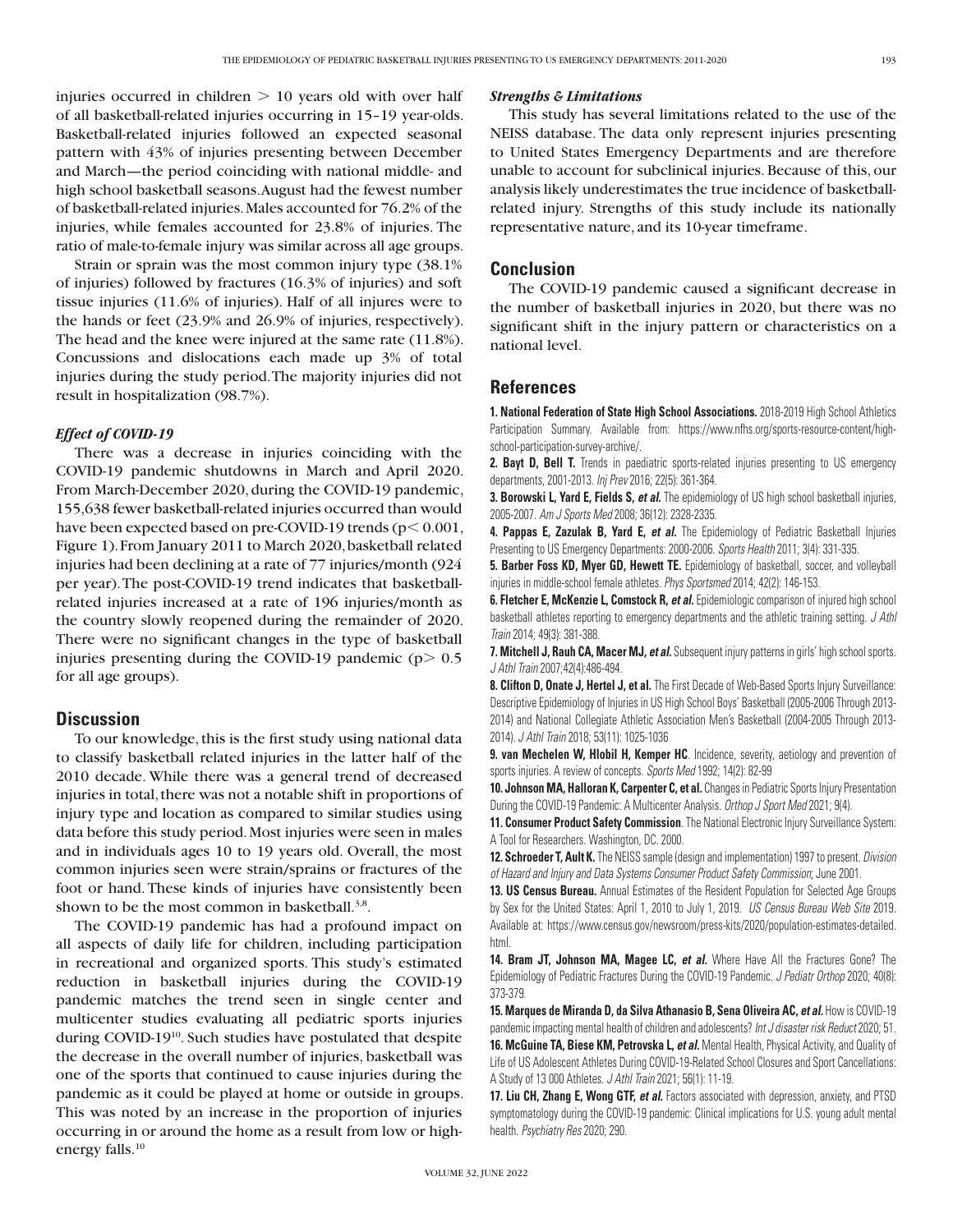injuries occurred in children > 10 years old with over half of all basketball-related injuries occurring in 15–19 year-olds. Basketball-related injuries followed an expected seasonal pattern with 43% of injuries presenting between December and March—the period coinciding with national middle- and high school basketball seasons. August had the fewest number of basketball-related injuries. Males accounted for 76.2% of the injuries, while females accounted for 23.8% of injuries. The ratio of male-to-female injury was similar across all age groups.

Strain or sprain was the most common injury type (38.1% of injuries) followed by fractures (16.3% of injuries) and soft tissue injuries (11.6% of injuries). Half of all injures were to the hands or feet (23.9% and 26.9% of injuries, respectively). The head and the knee were injured at the same rate (11.8%). Concussions and dislocations each made up 3% of total injuries during the study period. The majority injuries did not result in hospitalization (98.7%).

### *Effect of COVID-19*

There was a decrease in injuries coinciding with the COVID-19 pandemic shutdowns in March and April 2020. From March-December 2020, during the COVID-19 pandemic, 155,638 fewer basketball-related injuries occurred than would have been expected based on pre-COVID-19 trends ($p < 0.001$, Figure 1). From January 2011 to March 2020, basketball related injuries had been declining at a rate of 77 injuries/month (924 per year). The post-COVID-19 trend indicates that basketball-related injuries increased at a rate of 196 injuries/month as the country slowly reopened during the remainder of 2020. There were no significant changes in the type of basketball injuries presenting during the COVID-19 pandemic ($p > 0.5$ for all age groups).

## Discussion

To our knowledge, this is the first study using national data to classify basketball related injuries in the latter half of the 2010 decade. While there was a general trend of decreased injuries in total, there was not a notable shift in proportions of injury type and location as compared to similar studies using data before this study period. Most injuries were seen in males and in individuals ages 10 to 19 years old. Overall, the most common injuries seen were strain/sprains or fractures of the foot or hand. These kinds of injuries have consistently been shown to be the most common in basketball.[3,8].

The COVID-19 pandemic has had a profound impact on all aspects of daily life for children, including participation in recreational and organized sports. This study's estimated reduction in basketball injuries during the COVID-19 pandemic matches the trend seen in single center and multicenter studies evaluating all pediatric sports injuries during COVID-19[10]. Such studies have postulated that despite the decrease in the overall number of injuries, basketball was one of the sports that continued to cause injuries during the pandemic as it could be played at home or outside in groups. This was noted by an increase in the proportion of injuries occurring in or around the home as a result from low or high-energy falls.[10]

### *Strengths & Limitations*

This study has several limitations related to the use of the NEISS database. The data only represent injuries presenting to United States Emergency Departments and are therefore unable to account for subclinical injuries. Because of this, our analysis likely underestimates the true incidence of basketball-related injury. Strengths of this study include its nationally representative nature, and its 10-year timeframe.

## Conclusion

The COVID-19 pandemic caused a significant decrease in the number of basketball injuries in 2020, but there was no significant shift in the injury pattern or characteristics on a national level.

## References

**1. National Federation of State High School Associations.** 2018-2019 High School Athletics Participation Summary. Available from: https://www.nfhs.org/sports-resource-content/high-school-participation-survey-archive/.

**2. Bayt D, Bell T.** Trends in paediatric sports-related injuries presenting to US emergency departments, 2001-2013. *Inj Prev* 2016; 22(5): 361-364.

**3. Borowski L, Yard E, Fields S, *et al.*** The epidemiology of US high school basketball injuries, 2005-2007. *Am J Sports Med* 2008; 36(12): 2328-2335.

**4. Pappas E, Zazulak B, Yard E, *et al.*** The Epidemiology of Pediatric Basketball Injuries Presenting to US Emergency Departments: 2000-2006. *Sports Health* 2011; 3(4): 331-335.

**5. Barber Foss KD, Myer GD, Hewett TE.** Epidemiology of basketball, soccer, and volleyball injuries in middle-school female athletes. *Phys Sportsmed* 2014; 42(2): 146-153.

**6. Fletcher E, McKenzie L, Comstock R, *et al.*** Epidemiologic comparison of injured high school basketball athletes reporting to emergency departments and the athletic training setting. *J Athl Train* 2014; 49(3): 381-388.

**7. Mitchell J, Rauh CA, Macer MJ, *et al.*** Subsequent injury patterns in girls' high school sports. *J Athl Train* 2007;42(4):486-494.

**8. Clifton D, Onate J, Hertel J, et al.** The First Decade of Web-Based Sports Injury Surveillance: Descriptive Epidemiology of Injuries in US High School Boys' Basketball (2005-2006 Through 2013-2014) and National Collegiate Athletic Association Men's Basketball (2004-2005 Through 2013-2014). *J Athl Train* 2018; 53(11): 1025-1036

**9. van Mechelen W, Hlobil H, Kemper HC**. Incidence, severity, aetiology and prevention of sports injuries. A review of concepts. *Sports Med* 1992; 14(2): 82-99

**10. Johnson MA, Halloran K, Carpenter C, et al.** Changes in Pediatric Sports Injury Presentation During the COVID-19 Pandemic: A Multicenter Analysis. *Orthop J Sport Med* 2021; 9(4).

**11. Consumer Product Safety Commission**. The National Electronic Injury Surveillance System: A Tool for Researchers. Washington, DC. 2000.

**12. Schroeder T, Ault K.** The NEISS sample (design and implementation) 1997 to present. *Division of Hazard and Injury and Data Systems Consumer Product Safety Commission*; June 2001.

**13. US Census Bureau.** Annual Estimates of the Resident Population for Selected Age Groups by Sex for the United States: April 1, 2010 to July 1, 2019. *US Census Bureau Web Site* 2019. Available at: https://www.census.gov/newsroom/press-kits/2020/population-estimates-detailed.html.

**14. Bram JT, Johnson MA, Magee LC, *et al.*** Where Have All the Fractures Gone? The Epidemiology of Pediatric Fractures During the COVID-19 Pandemic. *J Pediatr Orthop* 2020; 40(8): 373-379.

**15. Marques de Miranda D, da Silva Athanasio B, Sena Oliveira AC, *et al.*** How is COVID-19 pandemic impacting mental health of children and adolescents? *Int J disaster risk Reduct* 2020; 51.

**16. McGuine TA, Biese KM, Petrovska L, *et al.*** Mental Health, Physical Activity, and Quality of Life of US Adolescent Athletes During COVID-19-Related School Closures and Sport Cancellations: A Study of 13 000 Athletes. *J Athl Train* 2021; 56(1): 11-19.

**17. Liu CH, Zhang E, Wong GTF, *et al.*** Factors associated with depression, anxiety, and PTSD symptomatology during the COVID-19 pandemic: Clinical implications for U.S. young adult mental health. *Psychiatry Res* 2020; 290.